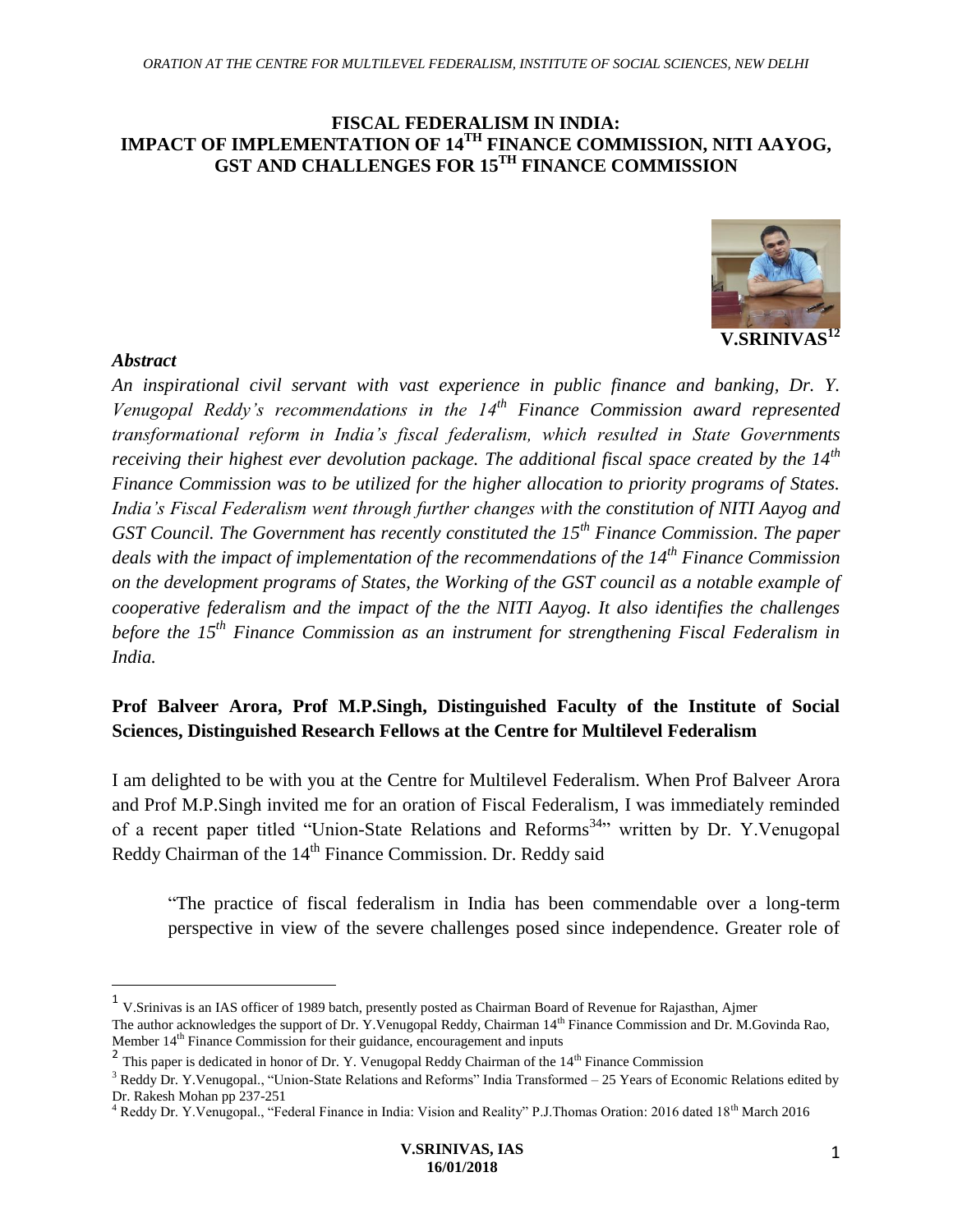# FISCAL FEDERALISM IN INDIA: IMPACT OF IMPLEMENTATION OF 14[TH] FINANCE COMMISSION, NITI AAYOG, GST AND CHALLENGES FOR 15[TH] FINANCE COMMISSION

**V.SRINIVAS[12]**

***Abstract***

*An inspirational civil servant with vast experience in public finance and banking, Dr. Y. Venugopal Reddy's recommendations in the 14th Finance Commission award represented transformational reform in India's fiscal federalism, which resulted in State Governments receiving their highest ever devolution package. The additional fiscal space created by the 14th Finance Commission was to be utilized for the higher allocation to priority programs of States. India's Fiscal Federalism went through further changes with the constitution of NITI Aayog and GST Council. The Government has recently constituted the 15th Finance Commission. The paper deals with the impact of implementation of the recommendations of the 14th Finance Commission on the development programs of States, the Working of the GST council as a notable example of cooperative federalism and the impact of the the NITI Aayog. It also identifies the challenges before the 15th Finance Commission as an instrument for strengthening Fiscal Federalism in India.*

**Prof Balveer Arora, Prof M.P.Singh, Distinguished Faculty of the Institute of Social Sciences, Distinguished Research Fellows at the Centre for Multilevel Federalism**

I am delighted to be with you at the Centre for Multilevel Federalism. When Prof Balveer Arora and Prof M.P.Singh invited me for an oration of Fiscal Federalism, I was immediately reminded of a recent paper titled "Union-State Relations and Reforms[34]" written by Dr. Y.Venugopal Reddy Chairman of the 14th Finance Commission. Dr. Reddy said

> "The practice of fiscal federalism in India has been commendable over a long-term perspective in view of the severe challenges posed since independence. Greater role of

---

[1] V.Srinivas is an IAS officer of 1989 batch, presently posted as Chairman Board of Revenue for Rajasthan, Ajmer
The author acknowledges the support of Dr. Y.Venugopal Reddy, Chairman 14th Finance Commission and Dr. M.Govinda Rao, Member 14th Finance Commission for their guidance, encouragement and inputs

[2] This paper is dedicated in honor of Dr. Y. Venugopal Reddy Chairman of the 14th Finance Commission

[3] Reddy Dr. Y.Venugopal., "Union-State Relations and Reforms" India Transformed – 25 Years of Economic Relations edited by Dr. Rakesh Mohan pp 237-251

[4] Reddy Dr. Y.Venugopal., "Federal Finance in India: Vision and Reality" P.J.Thomas Oration: 2016 dated 18th March 2016

**V.SRINIVAS, IAS**
**16/01/2018**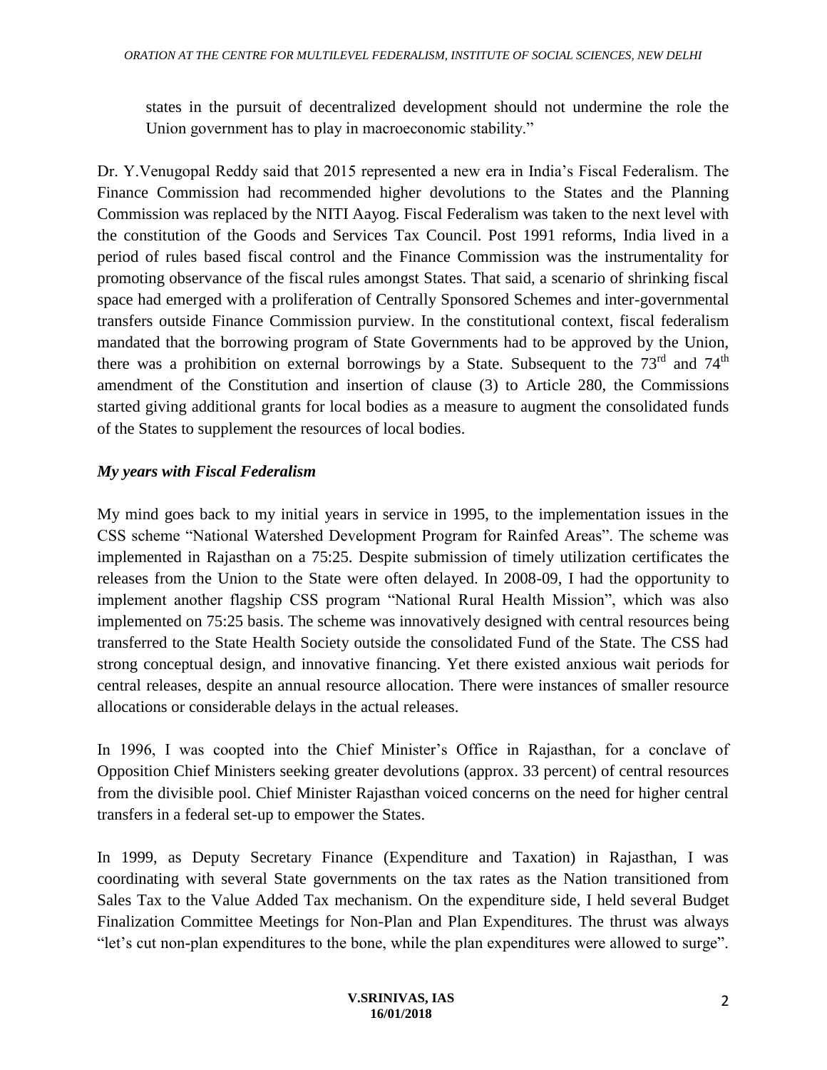states in the pursuit of decentralized development should not undermine the role the Union government has to play in macroeconomic stability."

Dr. Y.Venugopal Reddy said that 2015 represented a new era in India's Fiscal Federalism. The Finance Commission had recommended higher devolutions to the States and the Planning Commission was replaced by the NITI Aayog. Fiscal Federalism was taken to the next level with the constitution of the Goods and Services Tax Council. Post 1991 reforms, India lived in a period of rules based fiscal control and the Finance Commission was the instrumentality for promoting observance of the fiscal rules amongst States. That said, a scenario of shrinking fiscal space had emerged with a proliferation of Centrally Sponsored Schemes and inter-governmental transfers outside Finance Commission purview. In the constitutional context, fiscal federalism mandated that the borrowing program of State Governments had to be approved by the Union, there was a prohibition on external borrowings by a State. Subsequent to the 73rd and 74th amendment of the Constitution and insertion of clause (3) to Article 280, the Commissions started giving additional grants for local bodies as a measure to augment the consolidated funds of the States to supplement the resources of local bodies.

### *My years with Fiscal Federalism*

My mind goes back to my initial years in service in 1995, to the implementation issues in the CSS scheme "National Watershed Development Program for Rainfed Areas". The scheme was implemented in Rajasthan on a 75:25. Despite submission of timely utilization certificates the releases from the Union to the State were often delayed. In 2008-09, I had the opportunity to implement another flagship CSS program "National Rural Health Mission", which was also implemented on 75:25 basis. The scheme was innovatively designed with central resources being transferred to the State Health Society outside the consolidated Fund of the State. The CSS had strong conceptual design, and innovative financing. Yet there existed anxious wait periods for central releases, despite an annual resource allocation. There were instances of smaller resource allocations or considerable delays in the actual releases.

In 1996, I was coopted into the Chief Minister's Office in Rajasthan, for a conclave of Opposition Chief Ministers seeking greater devolutions (approx. 33 percent) of central resources from the divisible pool. Chief Minister Rajasthan voiced concerns on the need for higher central transfers in a federal set-up to empower the States.

In 1999, as Deputy Secretary Finance (Expenditure and Taxation) in Rajasthan, I was coordinating with several State governments on the tax rates as the Nation transitioned from Sales Tax to the Value Added Tax mechanism. On the expenditure side, I held several Budget Finalization Committee Meetings for Non-Plan and Plan Expenditures. The thrust was always "let's cut non-plan expenditures to the bone, while the plan expenditures were allowed to surge".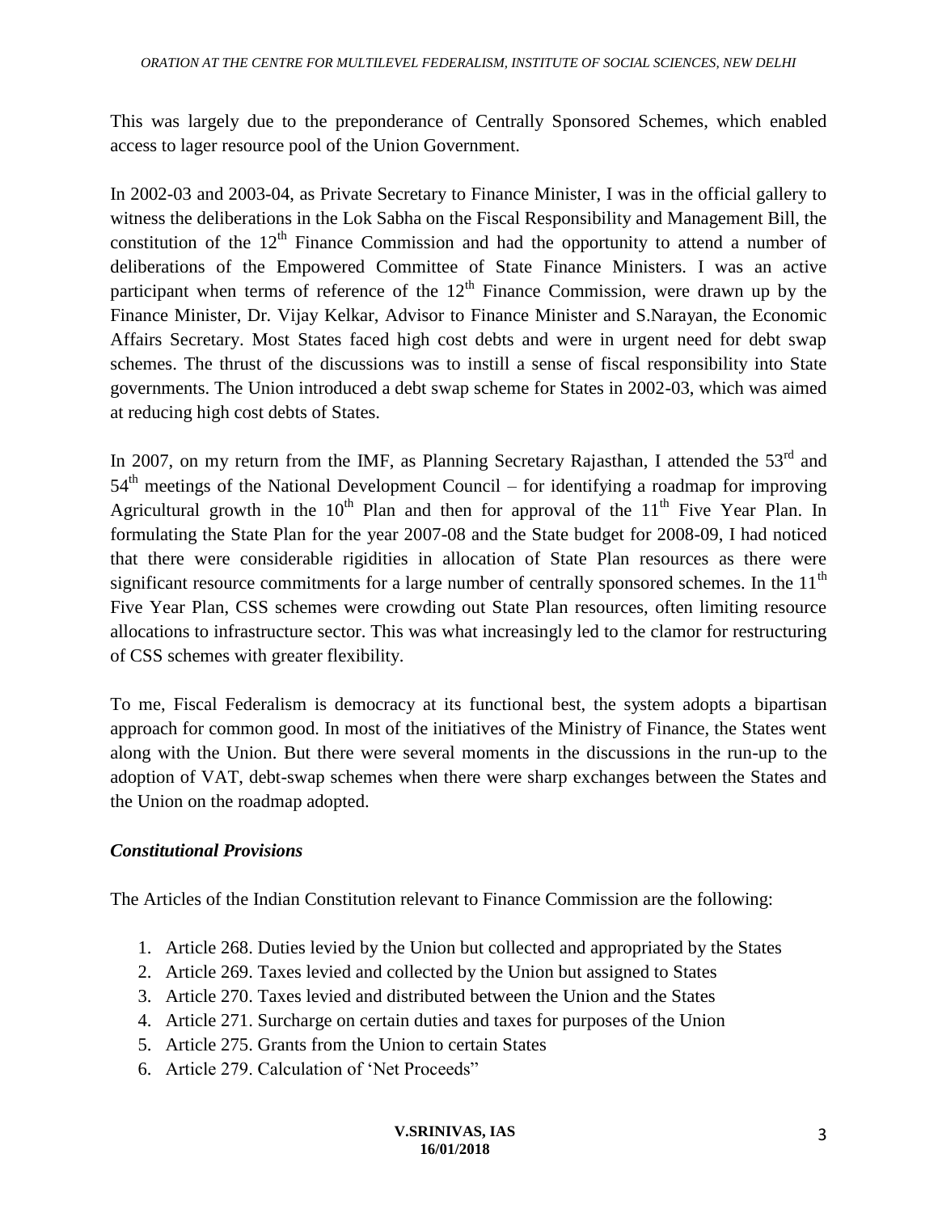This was largely due to the preponderance of Centrally Sponsored Schemes, which enabled access to lager resource pool of the Union Government.

In 2002-03 and 2003-04, as Private Secretary to Finance Minister, I was in the official gallery to witness the deliberations in the Lok Sabha on the Fiscal Responsibility and Management Bill, the constitution of the 12th Finance Commission and had the opportunity to attend a number of deliberations of the Empowered Committee of State Finance Ministers. I was an active participant when terms of reference of the 12th Finance Commission, were drawn up by the Finance Minister, Dr. Vijay Kelkar, Advisor to Finance Minister and S.Narayan, the Economic Affairs Secretary. Most States faced high cost debts and were in urgent need for debt swap schemes. The thrust of the discussions was to instill a sense of fiscal responsibility into State governments. The Union introduced a debt swap scheme for States in 2002-03, which was aimed at reducing high cost debts of States.

In 2007, on my return from the IMF, as Planning Secretary Rajasthan, I attended the 53rd and 54th meetings of the National Development Council – for identifying a roadmap for improving Agricultural growth in the 10th Plan and then for approval of the 11th Five Year Plan. In formulating the State Plan for the year 2007-08 and the State budget for 2008-09, I had noticed that there were considerable rigidities in allocation of State Plan resources as there were significant resource commitments for a large number of centrally sponsored schemes. In the 11th Five Year Plan, CSS schemes were crowding out State Plan resources, often limiting resource allocations to infrastructure sector. This was what increasingly led to the clamor for restructuring of CSS schemes with greater flexibility.

To me, Fiscal Federalism is democracy at its functional best, the system adopts a bipartisan approach for common good. In most of the initiatives of the Ministry of Finance, the States went along with the Union. But there were several moments in the discussions in the run-up to the adoption of VAT, debt-swap schemes when there were sharp exchanges between the States and the Union on the roadmap adopted.

***Constitutional Provisions***

The Articles of the Indian Constitution relevant to Finance Commission are the following:

1. Article 268. Duties levied by the Union but collected and appropriated by the States
2. Article 269. Taxes levied and collected by the Union but assigned to States
3. Article 270. Taxes levied and distributed between the Union and the States
4. Article 271. Surcharge on certain duties and taxes for purposes of the Union
5. Article 275. Grants from the Union to certain States
6. Article 279. Calculation of 'Net Proceeds"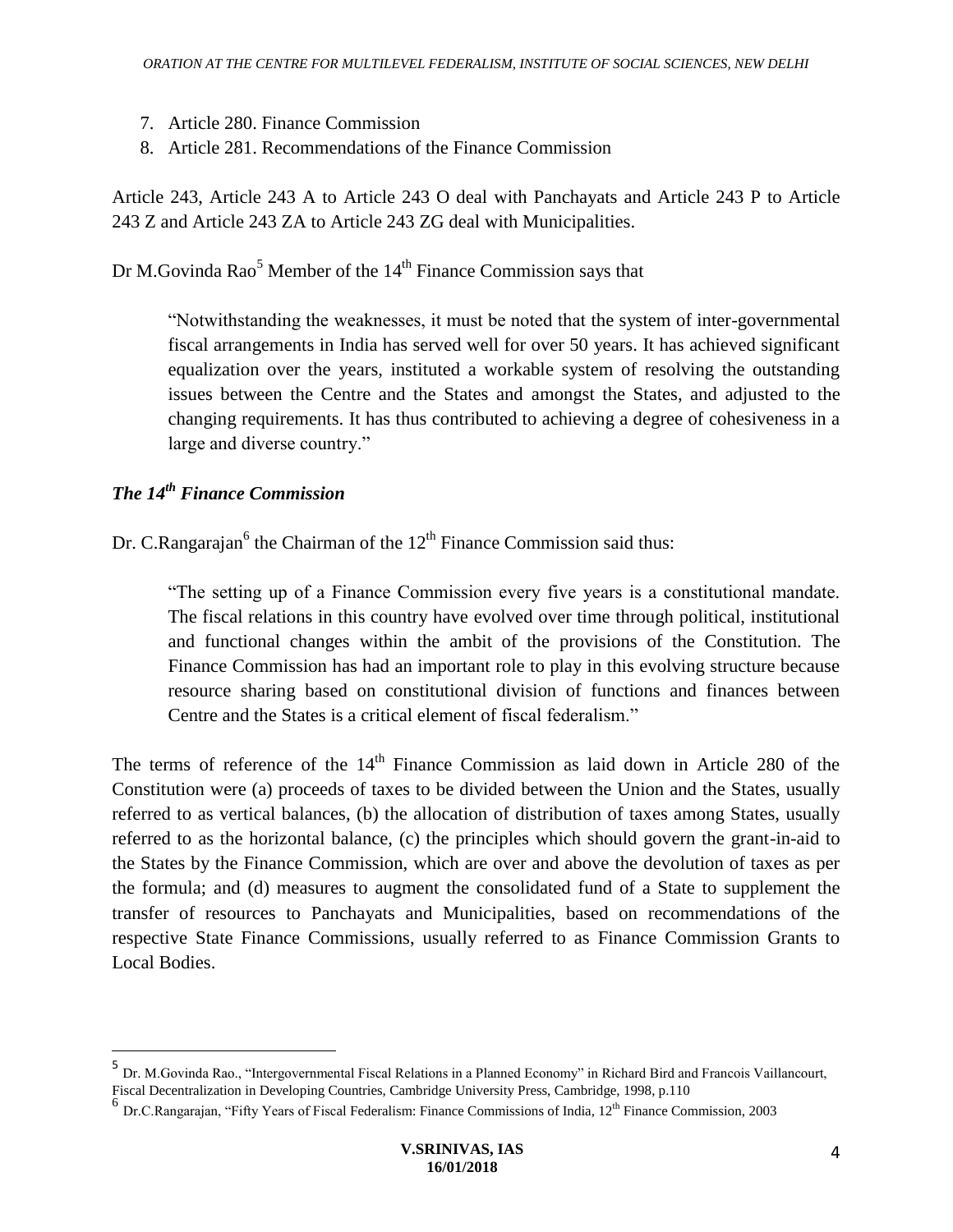7. Article 280. Finance Commission
8. Article 281. Recommendations of the Finance Commission

Article 243, Article 243 A to Article 243 O deal with Panchayats and Article 243 P to Article 243 Z and Article 243 ZA to Article 243 ZG deal with Municipalities.

Dr M.Govinda Rao[5] Member of the 14th Finance Commission says that

> "Notwithstanding the weaknesses, it must be noted that the system of inter-governmental fiscal arrangements in India has served well for over 50 years. It has achieved significant equalization over the years, instituted a workable system of resolving the outstanding issues between the Centre and the States and amongst the States, and adjusted to the changing requirements. It has thus contributed to achieving a degree of cohesiveness in a large and diverse country."

### *The 14th Finance Commission*

Dr. C.Rangarajan[6] the Chairman of the 12th Finance Commission said thus:

> "The setting up of a Finance Commission every five years is a constitutional mandate. The fiscal relations in this country have evolved over time through political, institutional and functional changes within the ambit of the provisions of the Constitution. The Finance Commission has had an important role to play in this evolving structure because resource sharing based on constitutional division of functions and finances between Centre and the States is a critical element of fiscal federalism."

The terms of reference of the 14th Finance Commission as laid down in Article 280 of the Constitution were (a) proceeds of taxes to be divided between the Union and the States, usually referred to as vertical balances, (b) the allocation of distribution of taxes among States, usually referred to as the horizontal balance, (c) the principles which should govern the grant-in-aid to the States by the Finance Commission, which are over and above the devolution of taxes as per the formula; and (d) measures to augment the consolidated fund of a State to supplement the transfer of resources to Panchayats and Municipalities, based on recommendations of the respective State Finance Commissions, usually referred to as Finance Commission Grants to Local Bodies.

---

[5] Dr. M.Govinda Rao., "Intergovernmental Fiscal Relations in a Planned Economy" in Richard Bird and Francois Vaillancourt, Fiscal Decentralization in Developing Countries, Cambridge University Press, Cambridge, 1998, p.110

[6] Dr.C.Rangarajan, "Fifty Years of Fiscal Federalism: Finance Commissions of India, 12th Finance Commission, 2003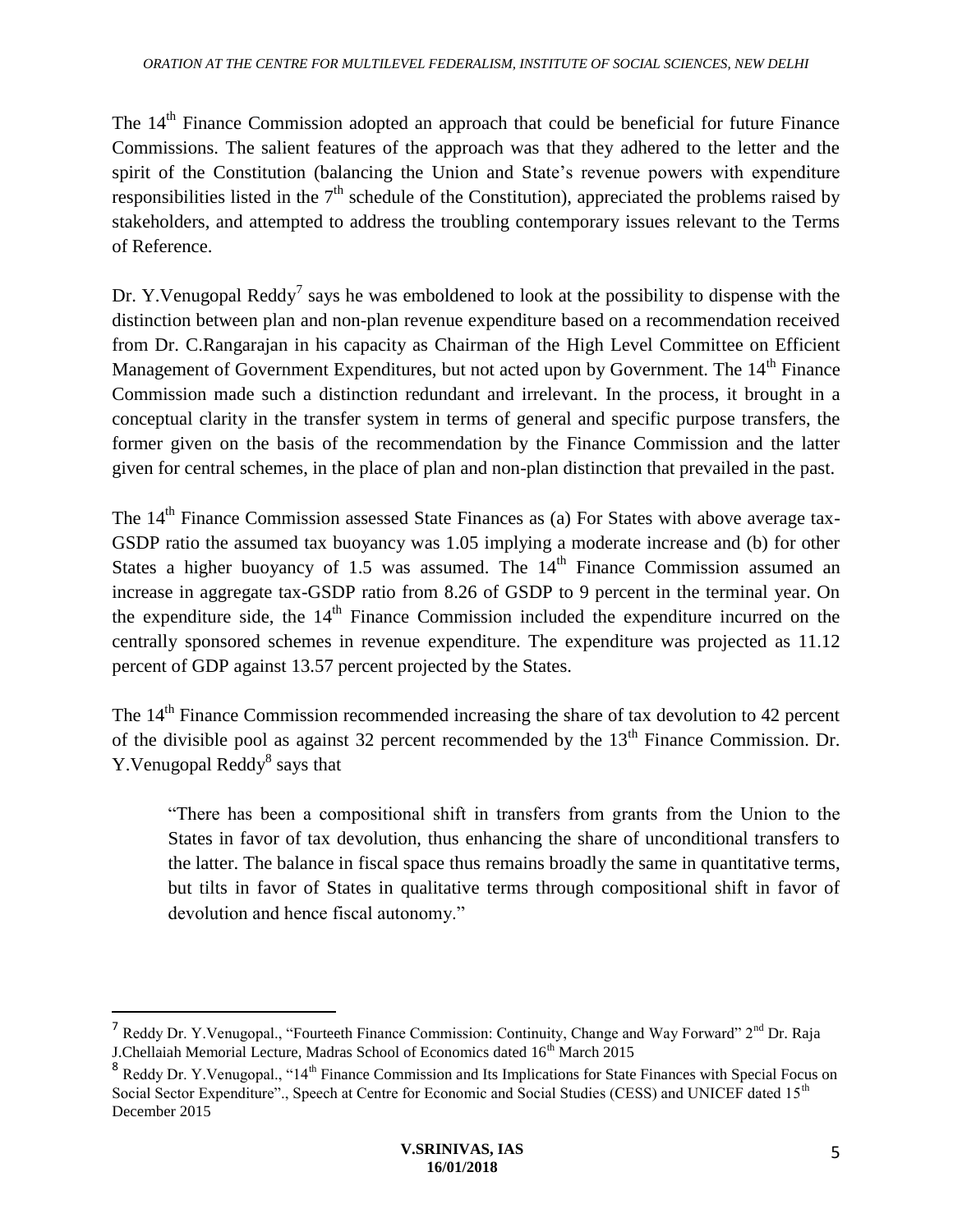The 14th Finance Commission adopted an approach that could be beneficial for future Finance Commissions. The salient features of the approach was that they adhered to the letter and the spirit of the Constitution (balancing the Union and State's revenue powers with expenditure responsibilities listed in the 7th schedule of the Constitution), appreciated the problems raised by stakeholders, and attempted to address the troubling contemporary issues relevant to the Terms of Reference.

Dr. Y.Venugopal Reddy[7] says he was emboldened to look at the possibility to dispense with the distinction between plan and non-plan revenue expenditure based on a recommendation received from Dr. C.Rangarajan in his capacity as Chairman of the High Level Committee on Efficient Management of Government Expenditures, but not acted upon by Government. The 14th Finance Commission made such a distinction redundant and irrelevant. In the process, it brought in a conceptual clarity in the transfer system in terms of general and specific purpose transfers, the former given on the basis of the recommendation by the Finance Commission and the latter given for central schemes, in the place of plan and non-plan distinction that prevailed in the past.

The 14th Finance Commission assessed State Finances as (a) For States with above average tax-GSDP ratio the assumed tax buoyancy was 1.05 implying a moderate increase and (b) for other States a higher buoyancy of 1.5 was assumed. The 14th Finance Commission assumed an increase in aggregate tax-GSDP ratio from 8.26 of GSDP to 9 percent in the terminal year. On the expenditure side, the 14th Finance Commission included the expenditure incurred on the centrally sponsored schemes in revenue expenditure. The expenditure was projected as 11.12 percent of GDP against 13.57 percent projected by the States.

The 14th Finance Commission recommended increasing the share of tax devolution to 42 percent of the divisible pool as against 32 percent recommended by the 13th Finance Commission. Dr. Y.Venugopal Reddy[8] says that

> "There has been a compositional shift in transfers from grants from the Union to the States in favor of tax devolution, thus enhancing the share of unconditional transfers to the latter. The balance in fiscal space thus remains broadly the same in quantitative terms, but tilts in favor of States in qualitative terms through compositional shift in favor of devolution and hence fiscal autonomy."

---

[7] Reddy Dr. Y.Venugopal., "Fourteeth Finance Commission: Continuity, Change and Way Forward" 2nd Dr. Raja J.Chellaiah Memorial Lecture, Madras School of Economics dated 16th March 2015

[8] Reddy Dr. Y.Venugopal., "14th Finance Commission and Its Implications for State Finances with Special Focus on Social Sector Expenditure"., Speech at Centre for Economic and Social Studies (CESS) and UNICEF dated 15th December 2015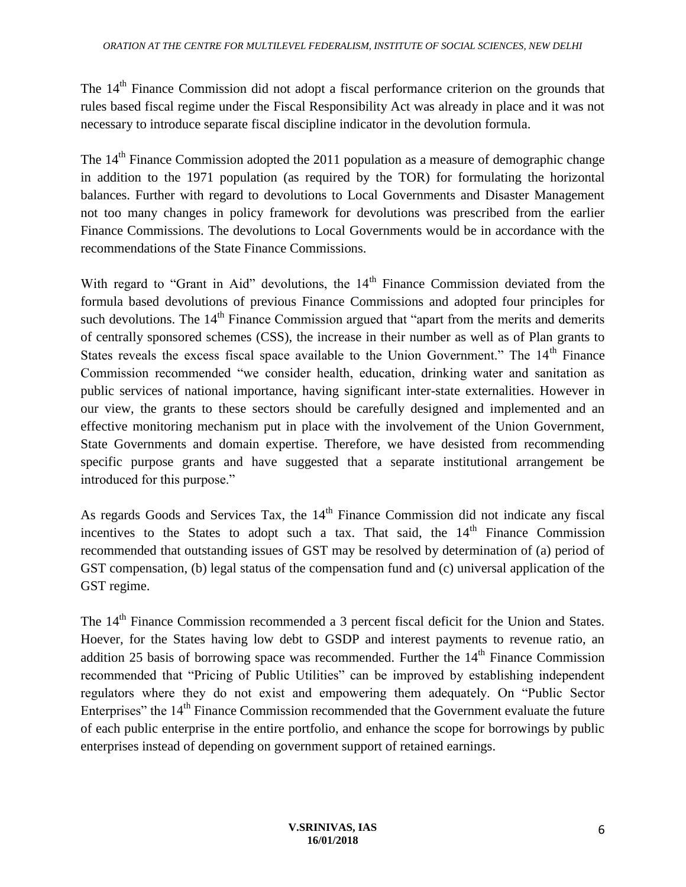The 14th Finance Commission did not adopt a fiscal performance criterion on the grounds that rules based fiscal regime under the Fiscal Responsibility Act was already in place and it was not necessary to introduce separate fiscal discipline indicator in the devolution formula.

The 14th Finance Commission adopted the 2011 population as a measure of demographic change in addition to the 1971 population (as required by the TOR) for formulating the horizontal balances. Further with regard to devolutions to Local Governments and Disaster Management not too many changes in policy framework for devolutions was prescribed from the earlier Finance Commissions. The devolutions to Local Governments would be in accordance with the recommendations of the State Finance Commissions.

With regard to "Grant in Aid" devolutions, the 14th Finance Commission deviated from the formula based devolutions of previous Finance Commissions and adopted four principles for such devolutions. The 14th Finance Commission argued that "apart from the merits and demerits of centrally sponsored schemes (CSS), the increase in their number as well as of Plan grants to States reveals the excess fiscal space available to the Union Government." The 14th Finance Commission recommended "we consider health, education, drinking water and sanitation as public services of national importance, having significant inter-state externalities. However in our view, the grants to these sectors should be carefully designed and implemented and an effective monitoring mechanism put in place with the involvement of the Union Government, State Governments and domain expertise. Therefore, we have desisted from recommending specific purpose grants and have suggested that a separate institutional arrangement be introduced for this purpose."

As regards Goods and Services Tax, the 14th Finance Commission did not indicate any fiscal incentives to the States to adopt such a tax. That said, the 14th Finance Commission recommended that outstanding issues of GST may be resolved by determination of (a) period of GST compensation, (b) legal status of the compensation fund and (c) universal application of the GST regime.

The 14th Finance Commission recommended a 3 percent fiscal deficit for the Union and States. Hoever, for the States having low debt to GSDP and interest payments to revenue ratio, an addition 25 basis of borrowing space was recommended. Further the 14th Finance Commission recommended that "Pricing of Public Utilities" can be improved by establishing independent regulators where they do not exist and empowering them adequately. On "Public Sector Enterprises" the 14th Finance Commission recommended that the Government evaluate the future of each public enterprise in the entire portfolio, and enhance the scope for borrowings by public enterprises instead of depending on government support of retained earnings.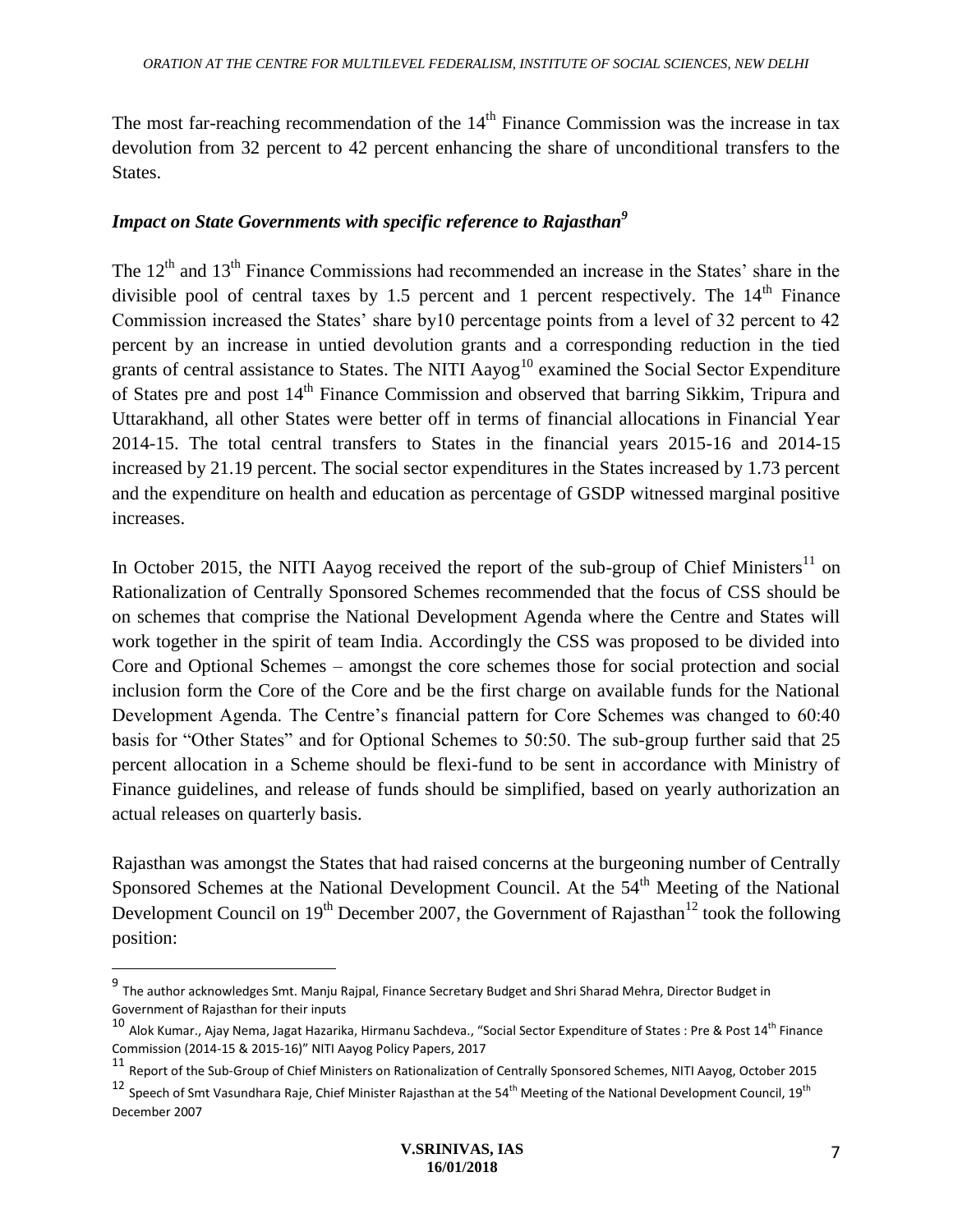The most far-reaching recommendation of the 14th Finance Commission was the increase in tax devolution from 32 percent to 42 percent enhancing the share of unconditional transfers to the States.

### *Impact on State Governments with specific reference to Rajasthan*[9]

The 12th and 13th Finance Commissions had recommended an increase in the States' share in the divisible pool of central taxes by 1.5 percent and 1 percent respectively. The 14th Finance Commission increased the States' share by10 percentage points from a level of 32 percent to 42 percent by an increase in untied devolution grants and a corresponding reduction in the tied grants of central assistance to States. The NITI Aayog[10] examined the Social Sector Expenditure of States pre and post 14th Finance Commission and observed that barring Sikkim, Tripura and Uttarakhand, all other States were better off in terms of financial allocations in Financial Year 2014-15. The total central transfers to States in the financial years 2015-16 and 2014-15 increased by 21.19 percent. The social sector expenditures in the States increased by 1.73 percent and the expenditure on health and education as percentage of GSDP witnessed marginal positive increases.

In October 2015, the NITI Aayog received the report of the sub-group of Chief Ministers[11] on Rationalization of Centrally Sponsored Schemes recommended that the focus of CSS should be on schemes that comprise the National Development Agenda where the Centre and States will work together in the spirit of team India. Accordingly the CSS was proposed to be divided into Core and Optional Schemes – amongst the core schemes those for social protection and social inclusion form the Core of the Core and be the first charge on available funds for the National Development Agenda. The Centre's financial pattern for Core Schemes was changed to 60:40 basis for "Other States" and for Optional Schemes to 50:50. The sub-group further said that 25 percent allocation in a Scheme should be flexi-fund to be sent in accordance with Ministry of Finance guidelines, and release of funds should be simplified, based on yearly authorization an actual releases on quarterly basis.

Rajasthan was amongst the States that had raised concerns at the burgeoning number of Centrally Sponsored Schemes at the National Development Council. At the 54th Meeting of the National Development Council on 19th December 2007, the Government of Rajasthan[12] took the following position:

---

[9] The author acknowledges Smt. Manju Rajpal, Finance Secretary Budget and Shri Sharad Mehra, Director Budget in Government of Rajasthan for their inputs

[10] Alok Kumar., Ajay Nema, Jagat Hazarika, Hirmanu Sachdeva., "Social Sector Expenditure of States : Pre & Post 14th Finance Commission (2014-15 & 2015-16)" NITI Aayog Policy Papers, 2017

[11] Report of the Sub-Group of Chief Ministers on Rationalization of Centrally Sponsored Schemes, NITI Aayog, October 2015

[12] Speech of Smt Vasundhara Raje, Chief Minister Rajasthan at the 54th Meeting of the National Development Council, 19th December 2007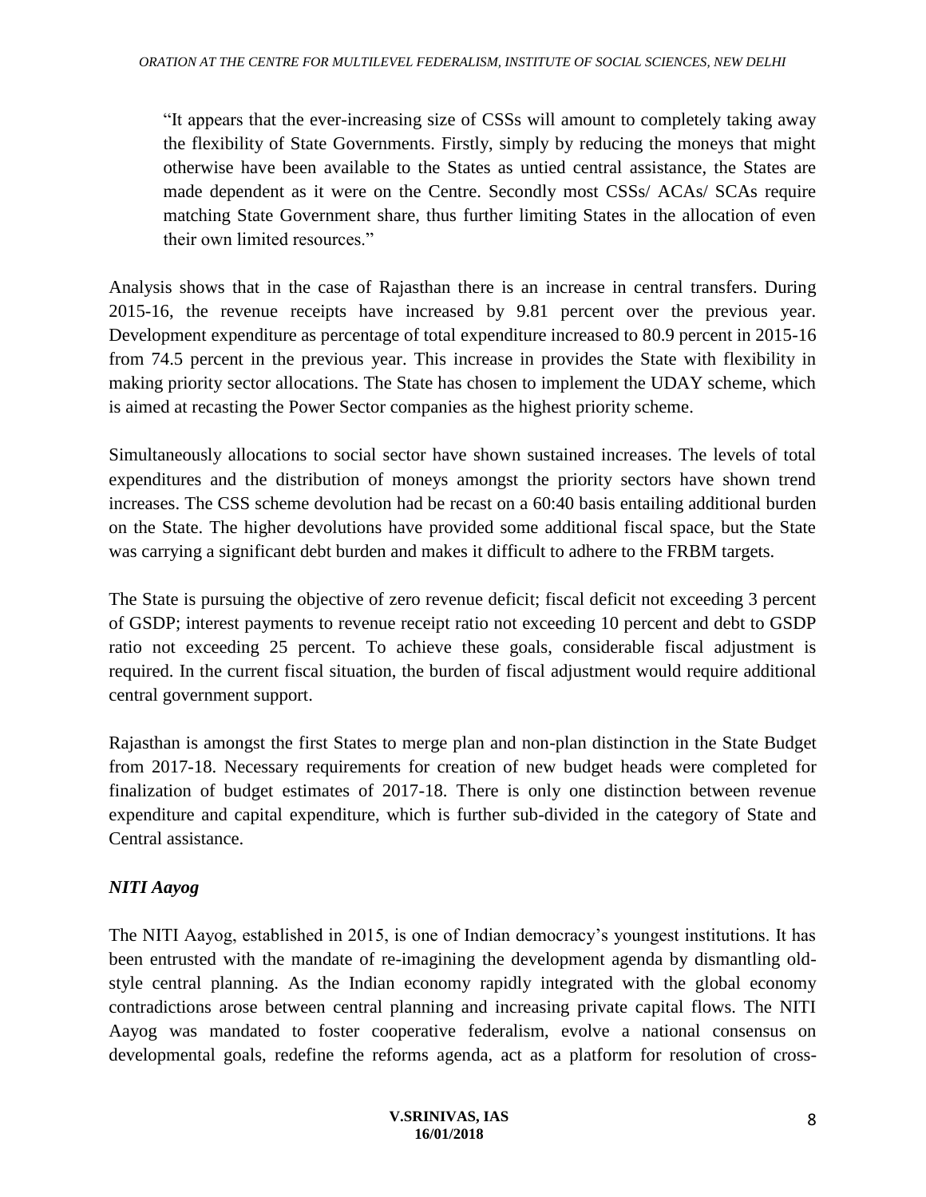> "It appears that the ever-increasing size of CSSs will amount to completely taking away the flexibility of State Governments. Firstly, simply by reducing the moneys that might otherwise have been available to the States as untied central assistance, the States are made dependent as it were on the Centre. Secondly most CSSs/ ACAs/ SCAs require matching State Government share, thus further limiting States in the allocation of even their own limited resources."

Analysis shows that in the case of Rajasthan there is an increase in central transfers. During 2015-16, the revenue receipts have increased by 9.81 percent over the previous year. Development expenditure as percentage of total expenditure increased to 80.9 percent in 2015-16 from 74.5 percent in the previous year. This increase in provides the State with flexibility in making priority sector allocations. The State has chosen to implement the UDAY scheme, which is aimed at recasting the Power Sector companies as the highest priority scheme.

Simultaneously allocations to social sector have shown sustained increases. The levels of total expenditures and the distribution of moneys amongst the priority sectors have shown trend increases. The CSS scheme devolution had be recast on a 60:40 basis entailing additional burden on the State. The higher devolutions have provided some additional fiscal space, but the State was carrying a significant debt burden and makes it difficult to adhere to the FRBM targets.

The State is pursuing the objective of zero revenue deficit; fiscal deficit not exceeding 3 percent of GSDP; interest payments to revenue receipt ratio not exceeding 10 percent and debt to GSDP ratio not exceeding 25 percent. To achieve these goals, considerable fiscal adjustment is required. In the current fiscal situation, the burden of fiscal adjustment would require additional central government support.

Rajasthan is amongst the first States to merge plan and non-plan distinction in the State Budget from 2017-18. Necessary requirements for creation of new budget heads were completed for finalization of budget estimates of 2017-18. There is only one distinction between revenue expenditure and capital expenditure, which is further sub-divided in the category of State and Central assistance.

### *NITI Aayog*

The NITI Aayog, established in 2015, is one of Indian democracy's youngest institutions. It has been entrusted with the mandate of re-imagining the development agenda by dismantling old-style central planning. As the Indian economy rapidly integrated with the global economy contradictions arose between central planning and increasing private capital flows. The NITI Aayog was mandated to foster cooperative federalism, evolve a national consensus on developmental goals, redefine the reforms agenda, act as a platform for resolution of cross-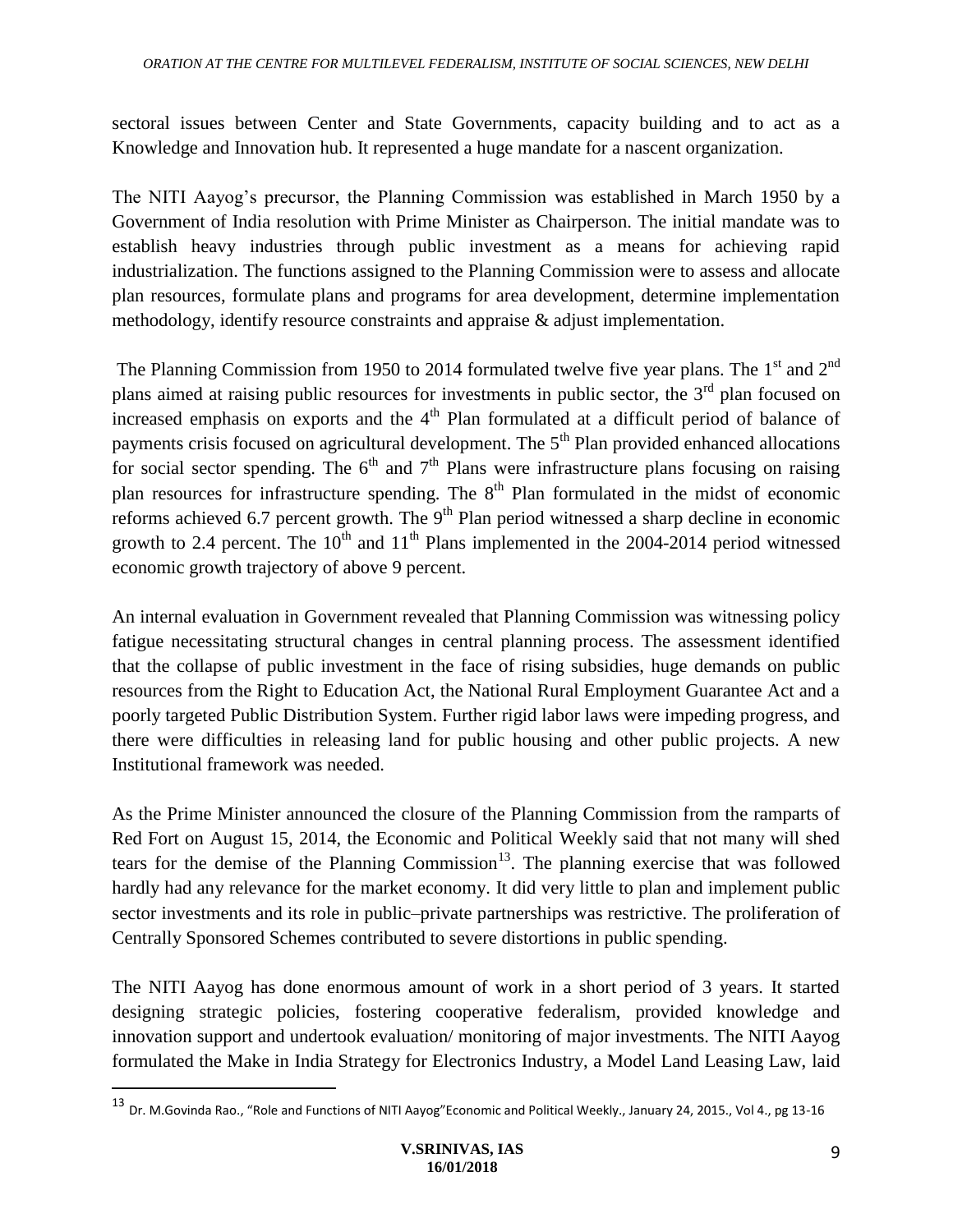sectoral issues between Center and State Governments, capacity building and to act as a Knowledge and Innovation hub. It represented a huge mandate for a nascent organization.

The NITI Aayog's precursor, the Planning Commission was established in March 1950 by a Government of India resolution with Prime Minister as Chairperson. The initial mandate was to establish heavy industries through public investment as a means for achieving rapid industrialization. The functions assigned to the Planning Commission were to assess and allocate plan resources, formulate plans and programs for area development, determine implementation methodology, identify resource constraints and appraise & adjust implementation.

The Planning Commission from 1950 to 2014 formulated twelve five year plans. The 1st and 2nd plans aimed at raising public resources for investments in public sector, the 3rd plan focused on increased emphasis on exports and the 4th Plan formulated at a difficult period of balance of payments crisis focused on agricultural development. The 5th Plan provided enhanced allocations for social sector spending. The 6th and 7th Plans were infrastructure plans focusing on raising plan resources for infrastructure spending. The 8th Plan formulated in the midst of economic reforms achieved 6.7 percent growth. The 9th Plan period witnessed a sharp decline in economic growth to 2.4 percent. The 10th and 11th Plans implemented in the 2004-2014 period witnessed economic growth trajectory of above 9 percent.

An internal evaluation in Government revealed that Planning Commission was witnessing policy fatigue necessitating structural changes in central planning process. The assessment identified that the collapse of public investment in the face of rising subsidies, huge demands on public resources from the Right to Education Act, the National Rural Employment Guarantee Act and a poorly targeted Public Distribution System. Further rigid labor laws were impeding progress, and there were difficulties in releasing land for public housing and other public projects. A new Institutional framework was needed.

As the Prime Minister announced the closure of the Planning Commission from the ramparts of Red Fort on August 15, 2014, the Economic and Political Weekly said that not many will shed tears for the demise of the Planning Commission[13]. The planning exercise that was followed hardly had any relevance for the market economy. It did very little to plan and implement public sector investments and its role in public–private partnerships was restrictive. The proliferation of Centrally Sponsored Schemes contributed to severe distortions in public spending.

The NITI Aayog has done enormous amount of work in a short period of 3 years. It started designing strategic policies, fostering cooperative federalism, provided knowledge and innovation support and undertook evaluation/ monitoring of major investments. The NITI Aayog formulated the Make in India Strategy for Electronics Industry, a Model Land Leasing Law, laid

---

[13] Dr. M.Govinda Rao., "Role and Functions of NITI Aayog"Economic and Political Weekly., January 24, 2015., Vol 4., pg 13-16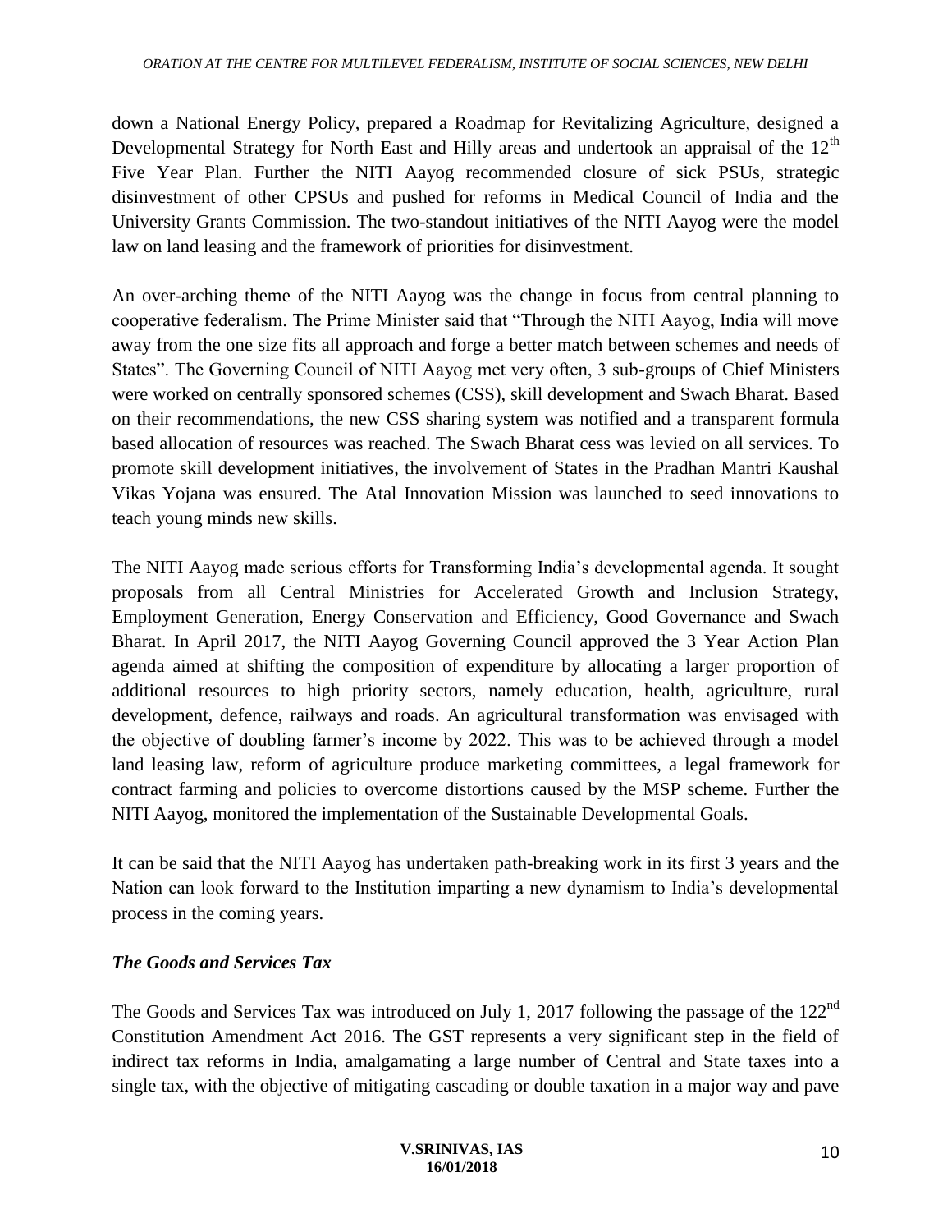down a National Energy Policy, prepared a Roadmap for Revitalizing Agriculture, designed a Developmental Strategy for North East and Hilly areas and undertook an appraisal of the 12th Five Year Plan. Further the NITI Aayog recommended closure of sick PSUs, strategic disinvestment of other CPSUs and pushed for reforms in Medical Council of India and the University Grants Commission. The two-standout initiatives of the NITI Aayog were the model law on land leasing and the framework of priorities for disinvestment.

An over-arching theme of the NITI Aayog was the change in focus from central planning to cooperative federalism. The Prime Minister said that "Through the NITI Aayog, India will move away from the one size fits all approach and forge a better match between schemes and needs of States". The Governing Council of NITI Aayog met very often, 3 sub-groups of Chief Ministers were worked on centrally sponsored schemes (CSS), skill development and Swach Bharat. Based on their recommendations, the new CSS sharing system was notified and a transparent formula based allocation of resources was reached. The Swach Bharat cess was levied on all services. To promote skill development initiatives, the involvement of States in the Pradhan Mantri Kaushal Vikas Yojana was ensured. The Atal Innovation Mission was launched to seed innovations to teach young minds new skills.

The NITI Aayog made serious efforts for Transforming India's developmental agenda. It sought proposals from all Central Ministries for Accelerated Growth and Inclusion Strategy, Employment Generation, Energy Conservation and Efficiency, Good Governance and Swach Bharat. In April 2017, the NITI Aayog Governing Council approved the 3 Year Action Plan agenda aimed at shifting the composition of expenditure by allocating a larger proportion of additional resources to high priority sectors, namely education, health, agriculture, rural development, defence, railways and roads. An agricultural transformation was envisaged with the objective of doubling farmer's income by 2022. This was to be achieved through a model land leasing law, reform of agriculture produce marketing committees, a legal framework for contract farming and policies to overcome distortions caused by the MSP scheme. Further the NITI Aayog, monitored the implementation of the Sustainable Developmental Goals.

It can be said that the NITI Aayog has undertaken path-breaking work in its first 3 years and the Nation can look forward to the Institution imparting a new dynamism to India's developmental process in the coming years.

### *The Goods and Services Tax*

The Goods and Services Tax was introduced on July 1, 2017 following the passage of the 122nd Constitution Amendment Act 2016. The GST represents a very significant step in the field of indirect tax reforms in India, amalgamating a large number of Central and State taxes into a single tax, with the objective of mitigating cascading or double taxation in a major way and pave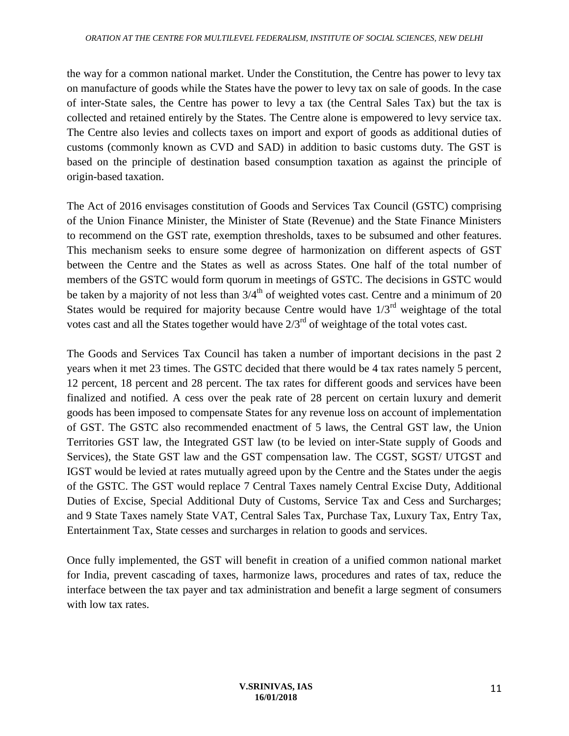the way for a common national market. Under the Constitution, the Centre has power to levy tax on manufacture of goods while the States have the power to levy tax on sale of goods. In the case of inter-State sales, the Centre has power to levy a tax (the Central Sales Tax) but the tax is collected and retained entirely by the States. The Centre alone is empowered to levy service tax. The Centre also levies and collects taxes on import and export of goods as additional duties of customs (commonly known as CVD and SAD) in addition to basic customs duty. The GST is based on the principle of destination based consumption taxation as against the principle of origin-based taxation.

The Act of 2016 envisages constitution of Goods and Services Tax Council (GSTC) comprising of the Union Finance Minister, the Minister of State (Revenue) and the State Finance Ministers to recommend on the GST rate, exemption thresholds, taxes to be subsumed and other features. This mechanism seeks to ensure some degree of harmonization on different aspects of GST between the Centre and the States as well as across States. One half of the total number of members of the GSTC would form quorum in meetings of GSTC. The decisions in GSTC would be taken by a majority of not less than 3/4th of weighted votes cast. Centre and a minimum of 20 States would be required for majority because Centre would have 1/3rd weightage of the total votes cast and all the States together would have 2/3rd of weightage of the total votes cast.

The Goods and Services Tax Council has taken a number of important decisions in the past 2 years when it met 23 times. The GSTC decided that there would be 4 tax rates namely 5 percent, 12 percent, 18 percent and 28 percent. The tax rates for different goods and services have been finalized and notified. A cess over the peak rate of 28 percent on certain luxury and demerit goods has been imposed to compensate States for any revenue loss on account of implementation of GST. The GSTC also recommended enactment of 5 laws, the Central GST law, the Union Territories GST law, the Integrated GST law (to be levied on inter-State supply of Goods and Services), the State GST law and the GST compensation law. The CGST, SGST/ UTGST and IGST would be levied at rates mutually agreed upon by the Centre and the States under the aegis of the GSTC. The GST would replace 7 Central Taxes namely Central Excise Duty, Additional Duties of Excise, Special Additional Duty of Customs, Service Tax and Cess and Surcharges; and 9 State Taxes namely State VAT, Central Sales Tax, Purchase Tax, Luxury Tax, Entry Tax, Entertainment Tax, State cesses and surcharges in relation to goods and services.

Once fully implemented, the GST will benefit in creation of a unified common national market for India, prevent cascading of taxes, harmonize laws, procedures and rates of tax, reduce the interface between the tax payer and tax administration and benefit a large segment of consumers with low tax rates.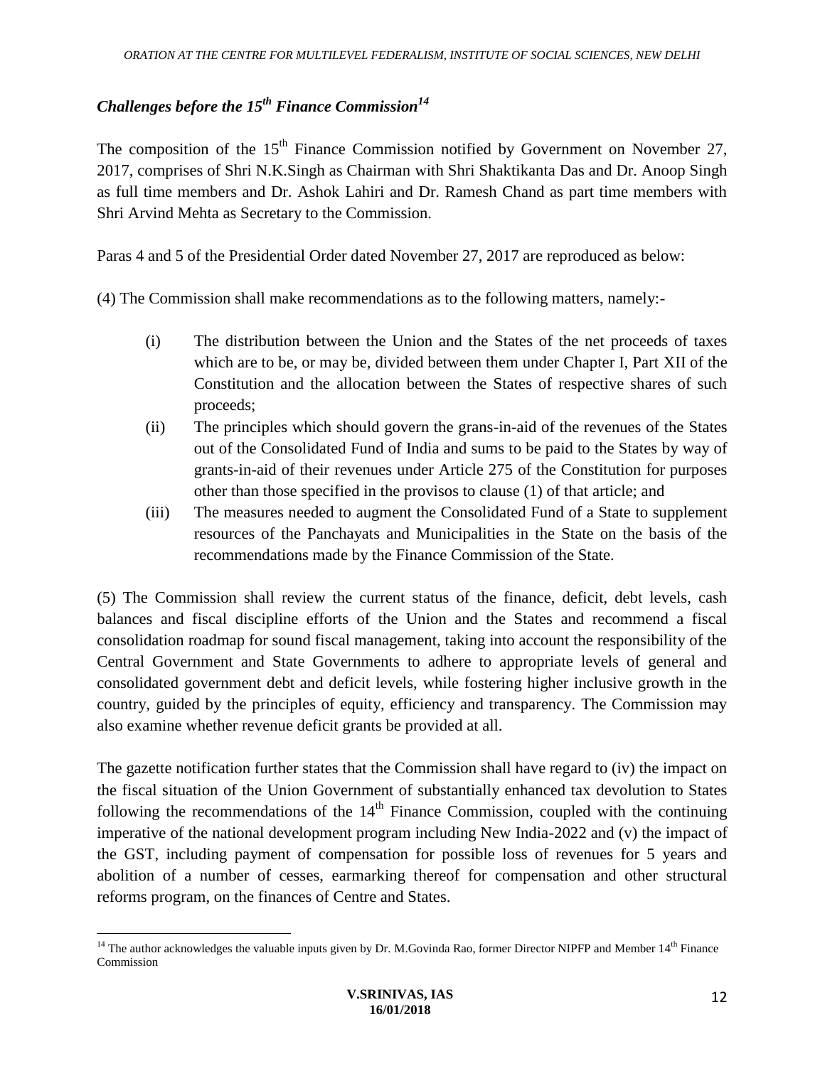### *Challenges before the 15th Finance Commission*[14]

The composition of the 15th Finance Commission notified by Government on November 27, 2017, comprises of Shri N.K.Singh as Chairman with Shri Shaktikanta Das and Dr. Anoop Singh as full time members and Dr. Ashok Lahiri and Dr. Ramesh Chand as part time members with Shri Arvind Mehta as Secretary to the Commission.

Paras 4 and 5 of the Presidential Order dated November 27, 2017 are reproduced as below:

(4) The Commission shall make recommendations as to the following matters, namely:-

(i) The distribution between the Union and the States of the net proceeds of taxes which are to be, or may be, divided between them under Chapter I, Part XII of the Constitution and the allocation between the States of respective shares of such proceeds;

(ii) The principles which should govern the grans-in-aid of the revenues of the States out of the Consolidated Fund of India and sums to be paid to the States by way of grants-in-aid of their revenues under Article 275 of the Constitution for purposes other than those specified in the provisos to clause (1) of that article; and

(iii) The measures needed to augment the Consolidated Fund of a State to supplement resources of the Panchayats and Municipalities in the State on the basis of the recommendations made by the Finance Commission of the State.

(5) The Commission shall review the current status of the finance, deficit, debt levels, cash balances and fiscal discipline efforts of the Union and the States and recommend a fiscal consolidation roadmap for sound fiscal management, taking into account the responsibility of the Central Government and State Governments to adhere to appropriate levels of general and consolidated government debt and deficit levels, while fostering higher inclusive growth in the country, guided by the principles of equity, efficiency and transparency. The Commission may also examine whether revenue deficit grants be provided at all.

The gazette notification further states that the Commission shall have regard to (iv) the impact on the fiscal situation of the Union Government of substantially enhanced tax devolution to States following the recommendations of the 14th Finance Commission, coupled with the continuing imperative of the national development program including New India-2022 and (v) the impact of the GST, including payment of compensation for possible loss of revenues for 5 years and abolition of a number of cesses, earmarking thereof for compensation and other structural reforms program, on the finances of Centre and States.

---

[14] The author acknowledges the valuable inputs given by Dr. M.Govinda Rao, former Director NIPFP and Member 14th Finance Commission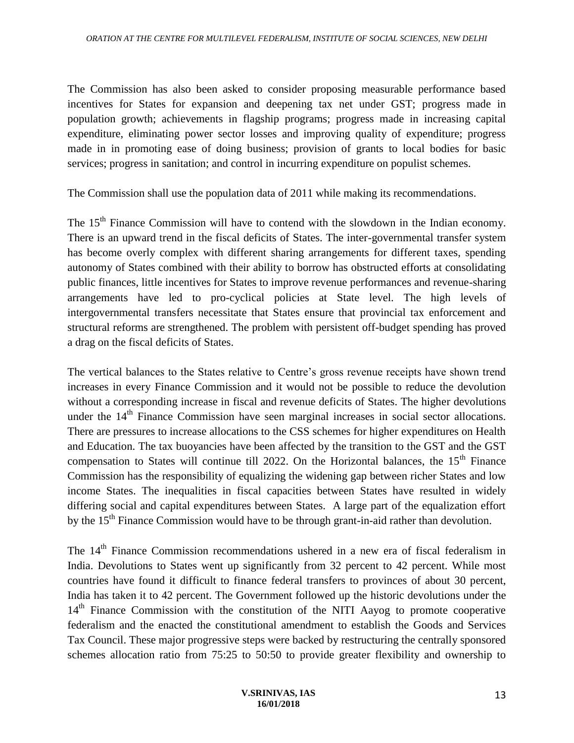The Commission has also been asked to consider proposing measurable performance based incentives for States for expansion and deepening tax net under GST; progress made in population growth; achievements in flagship programs; progress made in increasing capital expenditure, eliminating power sector losses and improving quality of expenditure; progress made in in promoting ease of doing business; provision of grants to local bodies for basic services; progress in sanitation; and control in incurring expenditure on populist schemes.

The Commission shall use the population data of 2011 while making its recommendations.

The 15th Finance Commission will have to contend with the slowdown in the Indian economy. There is an upward trend in the fiscal deficits of States. The inter-governmental transfer system has become overly complex with different sharing arrangements for different taxes, spending autonomy of States combined with their ability to borrow has obstructed efforts at consolidating public finances, little incentives for States to improve revenue performances and revenue-sharing arrangements have led to pro-cyclical policies at State level. The high levels of intergovernmental transfers necessitate that States ensure that provincial tax enforcement and structural reforms are strengthened. The problem with persistent off-budget spending has proved a drag on the fiscal deficits of States.

The vertical balances to the States relative to Centre's gross revenue receipts have shown trend increases in every Finance Commission and it would not be possible to reduce the devolution without a corresponding increase in fiscal and revenue deficits of States. The higher devolutions under the 14th Finance Commission have seen marginal increases in social sector allocations. There are pressures to increase allocations to the CSS schemes for higher expenditures on Health and Education. The tax buoyancies have been affected by the transition to the GST and the GST compensation to States will continue till 2022. On the Horizontal balances, the 15th Finance Commission has the responsibility of equalizing the widening gap between richer States and low income States. The inequalities in fiscal capacities between States have resulted in widely differing social and capital expenditures between States. A large part of the equalization effort by the 15th Finance Commission would have to be through grant-in-aid rather than devolution.

The 14th Finance Commission recommendations ushered in a new era of fiscal federalism in India. Devolutions to States went up significantly from 32 percent to 42 percent. While most countries have found it difficult to finance federal transfers to provinces of about 30 percent, India has taken it to 42 percent. The Government followed up the historic devolutions under the 14th Finance Commission with the constitution of the NITI Aayog to promote cooperative federalism and the enacted the constitutional amendment to establish the Goods and Services Tax Council. These major progressive steps were backed by restructuring the centrally sponsored schemes allocation ratio from 75:25 to 50:50 to provide greater flexibility and ownership to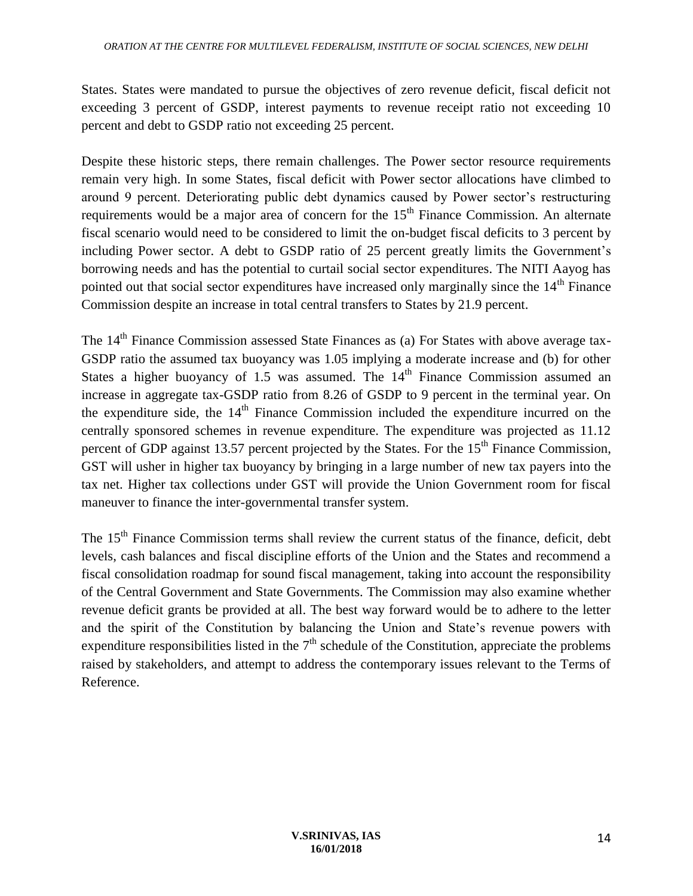States. States were mandated to pursue the objectives of zero revenue deficit, fiscal deficit not exceeding 3 percent of GSDP, interest payments to revenue receipt ratio not exceeding 10 percent and debt to GSDP ratio not exceeding 25 percent.

Despite these historic steps, there remain challenges. The Power sector resource requirements remain very high. In some States, fiscal deficit with Power sector allocations have climbed to around 9 percent. Deteriorating public debt dynamics caused by Power sector's restructuring requirements would be a major area of concern for the 15th Finance Commission. An alternate fiscal scenario would need to be considered to limit the on-budget fiscal deficits to 3 percent by including Power sector. A debt to GSDP ratio of 25 percent greatly limits the Government's borrowing needs and has the potential to curtail social sector expenditures. The NITI Aayog has pointed out that social sector expenditures have increased only marginally since the 14th Finance Commission despite an increase in total central transfers to States by 21.9 percent.

The 14th Finance Commission assessed State Finances as (a) For States with above average tax-GSDP ratio the assumed tax buoyancy was 1.05 implying a moderate increase and (b) for other States a higher buoyancy of 1.5 was assumed. The 14th Finance Commission assumed an increase in aggregate tax-GSDP ratio from 8.26 of GSDP to 9 percent in the terminal year. On the expenditure side, the 14th Finance Commission included the expenditure incurred on the centrally sponsored schemes in revenue expenditure. The expenditure was projected as 11.12 percent of GDP against 13.57 percent projected by the States. For the 15th Finance Commission, GST will usher in higher tax buoyancy by bringing in a large number of new tax payers into the tax net. Higher tax collections under GST will provide the Union Government room for fiscal maneuver to finance the inter-governmental transfer system.

The 15th Finance Commission terms shall review the current status of the finance, deficit, debt levels, cash balances and fiscal discipline efforts of the Union and the States and recommend a fiscal consolidation roadmap for sound fiscal management, taking into account the responsibility of the Central Government and State Governments. The Commission may also examine whether revenue deficit grants be provided at all. The best way forward would be to adhere to the letter and the spirit of the Constitution by balancing the Union and State's revenue powers with expenditure responsibilities listed in the 7th schedule of the Constitution, appreciate the problems raised by stakeholders, and attempt to address the contemporary issues relevant to the Terms of Reference.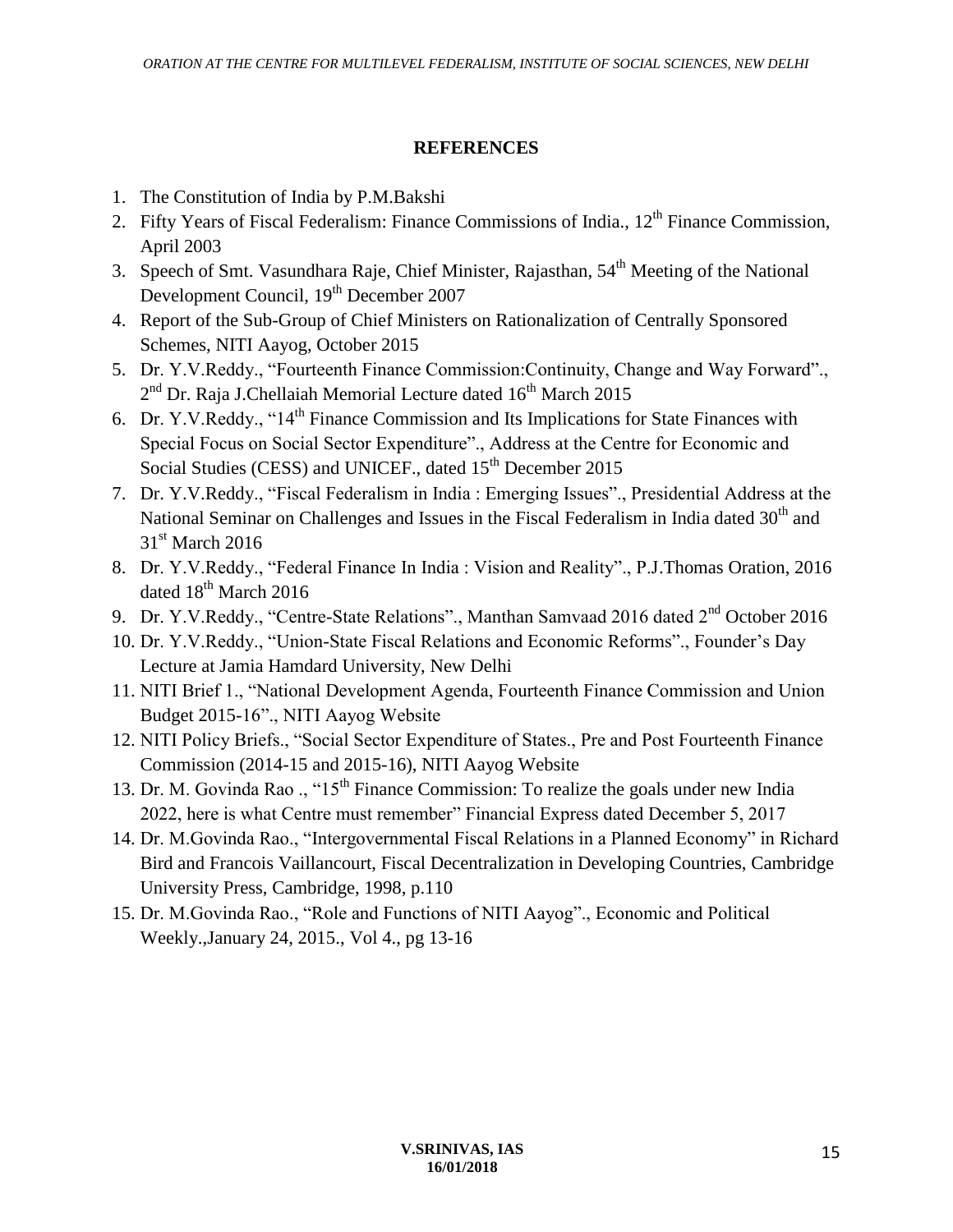## REFERENCES

1. The Constitution of India by P.M.Bakshi
2. Fifty Years of Fiscal Federalism: Finance Commissions of India., 12th Finance Commission, April 2003
3. Speech of Smt. Vasundhara Raje, Chief Minister, Rajasthan, 54th Meeting of the National Development Council, 19th December 2007
4. Report of the Sub-Group of Chief Ministers on Rationalization of Centrally Sponsored Schemes, NITI Aayog, October 2015
5. Dr. Y.V.Reddy., "Fourteenth Finance Commission:Continuity, Change and Way Forward"., 2nd Dr. Raja J.Chellaiah Memorial Lecture dated 16th March 2015
6. Dr. Y.V.Reddy., "14th Finance Commission and Its Implications for State Finances with Special Focus on Social Sector Expenditure"., Address at the Centre for Economic and Social Studies (CESS) and UNICEF., dated 15th December 2015
7. Dr. Y.V.Reddy., "Fiscal Federalism in India : Emerging Issues"., Presidential Address at the National Seminar on Challenges and Issues in the Fiscal Federalism in India dated 30th and 31st March 2016
8. Dr. Y.V.Reddy., "Federal Finance In India : Vision and Reality"., P.J.Thomas Oration, 2016 dated 18th March 2016
9. Dr. Y.V.Reddy., "Centre-State Relations"., Manthan Samvaad 2016 dated 2nd October 2016
10. Dr. Y.V.Reddy., "Union-State Fiscal Relations and Economic Reforms"., Founder's Day Lecture at Jamia Hamdard University, New Delhi
11. NITI Brief 1., "National Development Agenda, Fourteenth Finance Commission and Union Budget 2015-16"., NITI Aayog Website
12. NITI Policy Briefs., "Social Sector Expenditure of States., Pre and Post Fourteenth Finance Commission (2014-15 and 2015-16), NITI Aayog Website
13. Dr. M. Govinda Rao ., "15th Finance Commission: To realize the goals under new India 2022, here is what Centre must remember" Financial Express dated December 5, 2017
14. Dr. M.Govinda Rao., "Intergovernmental Fiscal Relations in a Planned Economy" in Richard Bird and Francois Vaillancourt, Fiscal Decentralization in Developing Countries, Cambridge University Press, Cambridge, 1998, p.110
15. Dr. M.Govinda Rao., "Role and Functions of NITI Aayog"., Economic and Political Weekly.,January 24, 2015., Vol 4., pg 13-16

**V.SRINIVAS, IAS**
**16/01/2018**